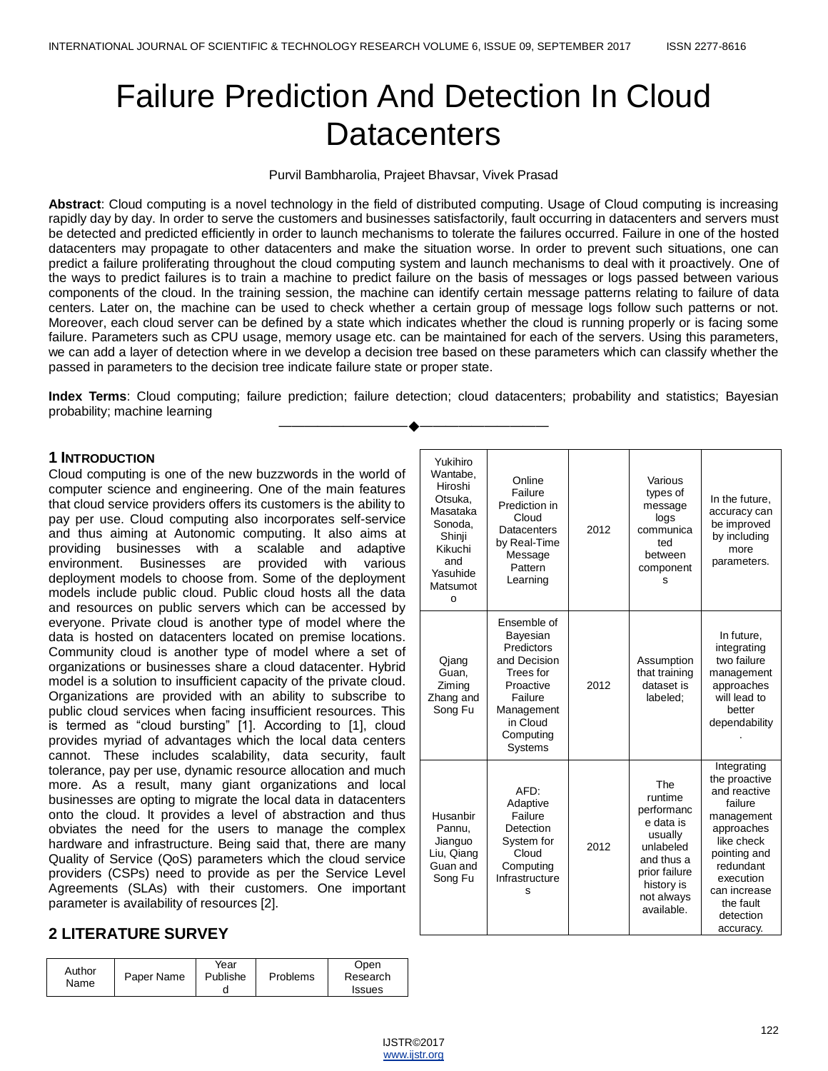# Failure Prediction And Detection In Cloud Datacenters

Purvil Bambharolia, Prajeet Bhavsar, Vivek Prasad

**Abstract**: Cloud computing is a novel technology in the field of distributed computing. Usage of Cloud computing is increasing rapidly day by day. In order to serve the customers and businesses satisfactorily, fault occurring in datacenters and servers must be detected and predicted efficiently in order to launch mechanisms to tolerate the failures occurred. Failure in one of the hosted datacenters may propagate to other datacenters and make the situation worse. In order to prevent such situations, one can predict a failure proliferating throughout the cloud computing system and launch mechanisms to deal with it proactively. One of the ways to predict failures is to train a machine to predict failure on the basis of messages or logs passed between various components of the cloud. In the training session, the machine can identify certain message patterns relating to failure of data centers. Later on, the machine can be used to check whether a certain group of message logs follow such patterns or not. Moreover, each cloud server can be defined by a state which indicates whether the cloud is running properly or is facing some failure. Parameters such as CPU usage, memory usage etc. can be maintained for each of the servers. Using this parameters, we can add a layer of detection where in we develop a decision tree based on these parameters which can classify whether the passed in parameters to the decision tree indicate failure state or proper state.

**Index Terms**: Cloud computing; failure prediction; failure detection; cloud datacenters; probability and statistics; Bayesian probability; machine learning

---

## 1 Introduction

Cloud computing is one of the new buzzwords in the world of computer science and engineering. One of the main features that cloud service providers offers its customers is the ability to pay per use. Cloud computing also incorporates self-service and thus aiming at Autonomic computing. It also aims at providing businesses with a scalable and adaptive environment. Businesses are provided with various deployment models to choose from. Some of the deployment models include public cloud. Public cloud hosts all the data and resources on public servers which can be accessed by everyone. Private cloud is another type of model where the data is hosted on datacenters located on premise locations. Community cloud is another type of model where a set of organizations or businesses share a cloud datacenter. Hybrid model is a solution to insufficient capacity of the private cloud. Organizations are provided with an ability to subscribe to public cloud services when facing insufficient resources. This is termed as "cloud bursting" [1]. According to [1], cloud provides myriad of advantages which the local data centers cannot. These includes scalability, data security, fault tolerance, pay per use, dynamic resource allocation and much more. As a result, many giant organizations and local businesses are opting to migrate the local data in datacenters onto the cloud. It provides a level of abstraction and thus obviates the need for the users to manage the complex hardware and infrastructure. Being said that, there are many Quality of Service (QoS) parameters which the cloud service providers (CSPs) need to provide as per the Service Level Agreements (SLAs) with their customers. One important parameter is availability of resources [2].

## 2 LITERATURE SURVEY

| Author Name | Paper Name | Year Published | Problems | Open Research Issues |
|---|---|---|---|---|
| Yukihiro Wantabe, Hiroshi Otsuka, Masataka Sonoda, Shinji Kikuchi and Yasuhide Matsumoto | Online Failure Prediction in Cloud Datacenters by Real-Time Message Pattern Learning | 2012 | Various types of message logs communicated between components | In the future, accuracy can be improved by including more parameters. |
| Qjang Guan, Ziming Zhang and Song Fu | Ensemble of Bayesian Predictors and Decision Trees for Proactive Failure Management in Cloud Computing Systems | 2012 | Assumption that training dataset is labeled; | In future, integrating two failure management approaches will lead to better dependability. |
| Husanbir Pannu, Jianguo Liu, Qiang Guan and Song Fu | AFD: Adaptive Failure Detection System for Cloud Computing Infrastructures | 2012 | The runtime performance data is usually unlabeled and thus a prior failure history is not always available. | Integrating the proactive and reactive failure management approaches like check pointing and redundant execution can increase the fault detection accuracy. |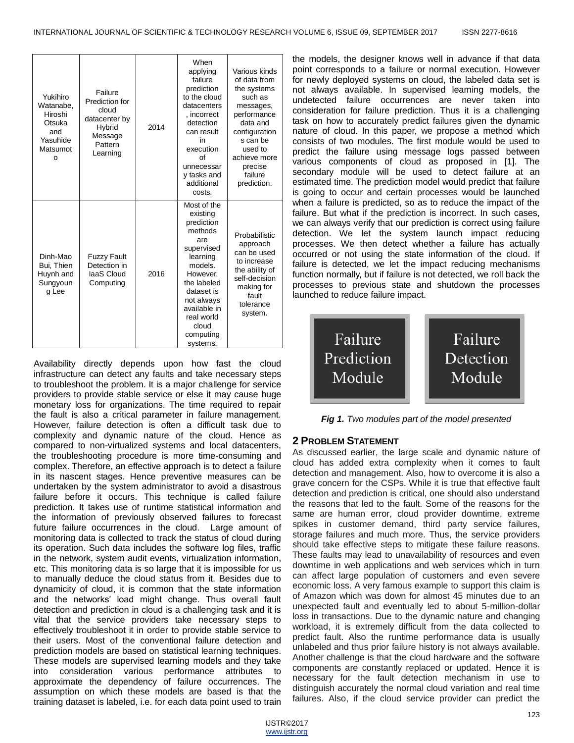| Yukihiro Watanabe, Hiroshi Otsuka and Yasuhide Matsumoto | Failure Prediction for cloud datacenter by Hybrid Message Pattern Learning | 2014 | When applying failure prediction to the cloud datacenters, incorrect detection can result in execution of unnecessary tasks and additional costs. | Various kinds of data from the systems such as messages, performance data and configurations can be used to achieve more precise failure prediction. |
|---|---|---|---|---|
| Dinh-Mao Bui, Thien Huynh and Sungyoung Lee | Fuzzy Fault Detection in IaaS Cloud Computing | 2016 | Most of the existing prediction methods are supervised learning models. However, the labeled dataset is not always available in real world cloud computing systems. | Probabilistic approach can be used to increase the ability of self-decision making for fault tolerance system. |

Availability directly depends upon how fast the cloud infrastructure can detect any faults and take necessary steps to troubleshoot the problem. It is a major challenge for service providers to provide stable service or else it may cause huge monetary loss for organizations. The time required to repair the fault is also a critical parameter in failure management. However, failure detection is often a difficult task due to complexity and dynamic nature of the cloud. Hence as compared to non-virtualized systems and local datacenters, the troubleshooting procedure is more time-consuming and complex. Therefore, an effective approach is to detect a failure in its nascent stages. Hence preventive measures can be undertaken by the system administrator to avoid a disastrous failure before it occurs. This technique is called failure prediction. It takes use of runtime statistical information and the information of previously observed failures to forecast future failure occurrences in the cloud. Large amount of monitoring data is collected to track the status of cloud during its operation. Such data includes the software log files, traffic in the network, system audit events, virtualization information, etc. This monitoring data is so large that it is impossible for us to manually deduce the cloud status from it. Besides due to dynamicity of cloud, it is common that the state information and the networks' load might change. Thus overall fault detection and prediction in cloud is a challenging task and it is vital that the service providers take necessary steps to effectively troubleshoot it in order to provide stable service to their users. Most of the conventional failure detection and prediction models are based on statistical learning techniques. These models are supervised learning models and they take into consideration various performance attributes to approximate the dependency of failure occurrences. The assumption on which these models are based is that the training dataset is labeled, i.e. for each data point used to train the models, the designer knows well in advance if that data point corresponds to a failure or normal execution. However for newly deployed systems on cloud, the labeled data set is not always available. In supervised learning models, the undetected failure occurrences are never taken into consideration for failure prediction. Thus it is a challenging task on how to accurately predict failures given the dynamic nature of cloud. In this paper, we propose a method which consists of two modules. The first module would be used to predict the failure using message logs passed between various components of cloud as proposed in [1]. The secondary module will be used to detect failure at an estimated time. The prediction model would predict that failure is going to occur and certain processes would be launched when a failure is predicted, so as to reduce the impact of the failure. But what if the prediction is incorrect. In such cases, we can always verify that our prediction is correct using failure detection. We let the system launch impact reducing processes. We then detect whether a failure has actually occurred or not using the state information of the cloud. If failure is detected, we let the impact reducing mechanisms function normally, but if failure is not detected, we roll back the processes to previous state and shutdown the processes launched to reduce failure impact.

Failure Prediction Module | Failure Detection Module

***Fig 1.*** *Two modules part of the model presented*

## 2 Problem Statement

As discussed earlier, the large scale and dynamic nature of cloud has added extra complexity when it comes to fault detection and management. Also, how to overcome it is also a grave concern for the CSPs. While it is true that effective fault detection and prediction is critical, one should also understand the reasons that led to the fault. Some of the reasons for the same are human error, cloud provider downtime, extreme spikes in customer demand, third party service failures, storage failures and much more. Thus, the service providers should take effective steps to mitigate these failure reasons. These faults may lead to unavailability of resources and even downtime in web applications and web services which in turn can affect large population of customers and even severe economic loss. A very famous example to support this claim is of Amazon which was down for almost 45 minutes due to an unexpected fault and eventually led to about 5-million-dollar loss in transactions. Due to the dynamic nature and changing workload, it is extremely difficult from the data collected to predict fault. Also the runtime performance data is usually unlabeled and thus prior failure history is not always available. Another challenge is that the cloud hardware and the software components are constantly replaced or updated. Hence it is necessary for the fault detection mechanism in use to distinguish accurately the normal cloud variation and real time failures. Also, if the cloud service provider can predict the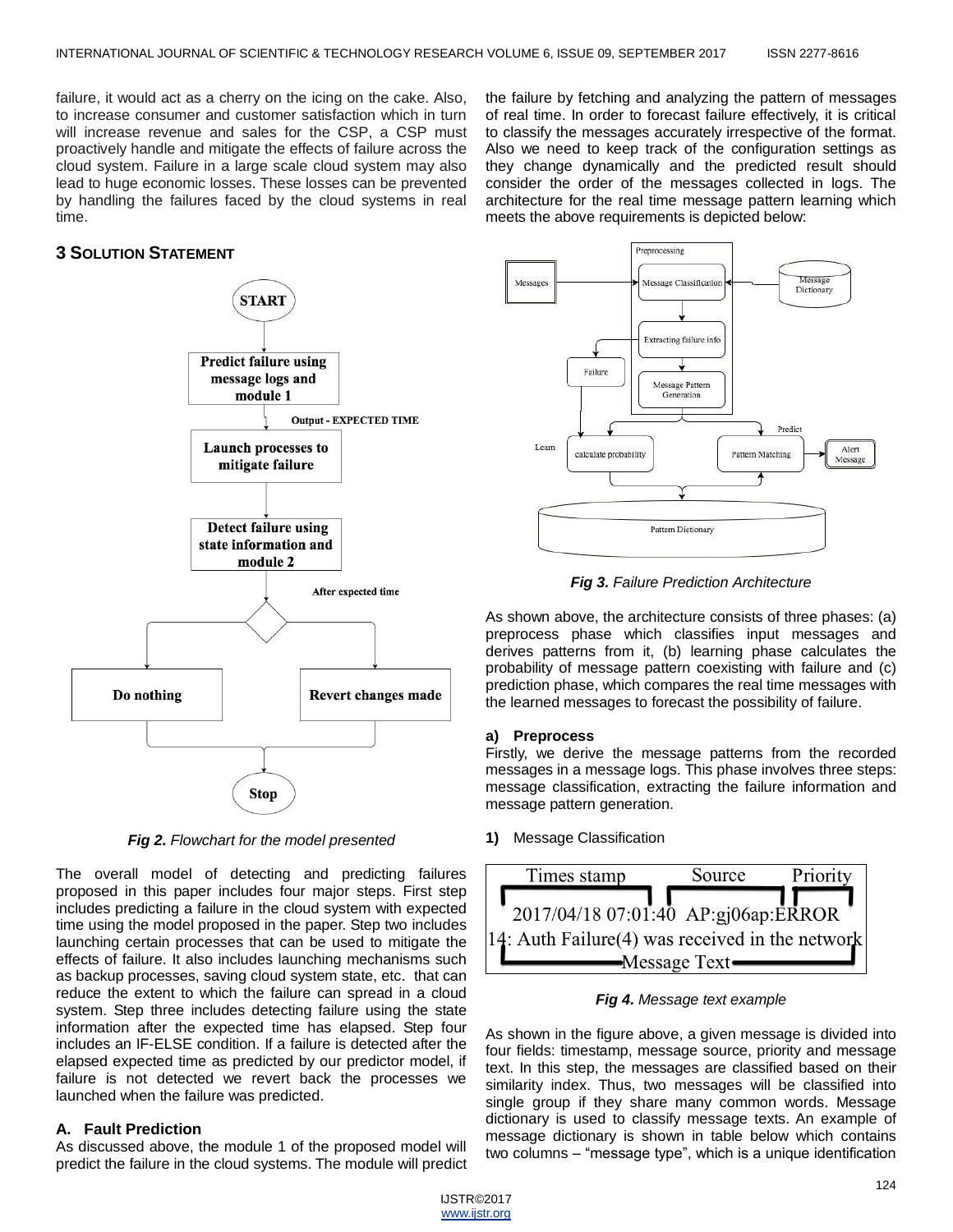failure, it would act as a cherry on the icing on the cake. Also, to increase consumer and customer satisfaction which in turn will increase revenue and sales for the CSP, a CSP must proactively handle and mitigate the effects of failure across the cloud system. Failure in a large scale cloud system may also lead to huge economic losses. These losses can be prevented by handling the failures faced by the cloud systems in real time.

## 3 SOLUTION STATEMENT

*Fig 2. Flowchart for the model presented*

The overall model of detecting and predicting failures proposed in this paper includes four major steps. First step includes predicting a failure in the cloud system with expected time using the model proposed in the paper. Step two includes launching certain processes that can be used to mitigate the effects of failure. It also includes launching mechanisms such as backup processes, saving cloud system state, etc. that can reduce the extent to which the failure can spread in a cloud system. Step three includes detecting failure using the state information after the expected time has elapsed. Step four includes an IF-ELSE condition. If a failure is detected after the elapsed expected time as predicted by our predictor model, if failure is not detected we revert back the processes we launched when the failure was predicted.

### A. Fault Prediction

As discussed above, the module 1 of the proposed model will predict the failure in the cloud systems. The module will predict the failure by fetching and analyzing the pattern of messages of real time. In order to forecast failure effectively, it is critical to classify the messages accurately irrespective of the format. Also we need to keep track of the configuration settings as they change dynamically and the predicted result should consider the order of the messages collected in logs. The architecture for the real time message pattern learning which meets the above requirements is depicted below:

*Fig 3. Failure Prediction Architecture*

As shown above, the architecture consists of three phases: (a) preprocess phase which classifies input messages and derives patterns from it, (b) learning phase calculates the probability of message pattern coexisting with failure and (c) prediction phase, which compares the real time messages with the learned messages to forecast the possibility of failure.

#### a) Preprocess

Firstly, we derive the message patterns from the recorded messages in a message logs. This phase involves three steps: message classification, extracting the failure information and message pattern generation.

**1)** Message Classification

*Fig 4. Message text example*

As shown in the figure above, a given message is divided into four fields: timestamp, message source, priority and message text. In this step, the messages are classified based on their similarity index. Thus, two messages will be classified into single group if they share many common words. Message dictionary is used to classify message texts. An example of message dictionary is shown in table below which contains two columns – "message type", which is a unique identification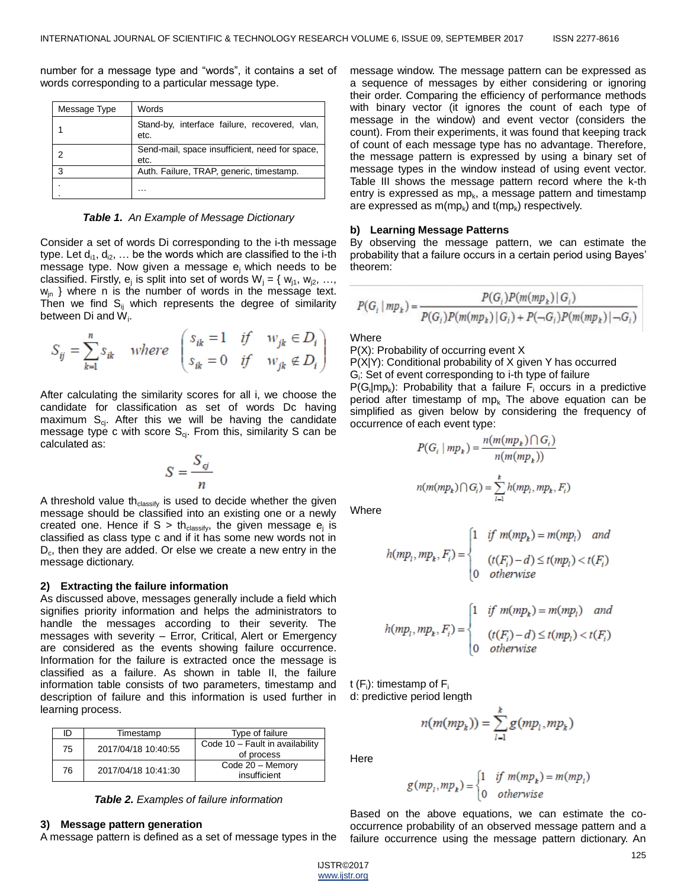number for a message type and "words", it contains a set of words corresponding to a particular message type.

| Message Type | Words |
| --- | --- |
| 1 | Stand-by, interface failure, recovered, vlan, etc. |
| 2 | Send-mail, space insufficient, need for space, etc. |
| 3 | Auth. Failure, TRAP, generic, timestamp. |
| . . | … |

***Table 1.*** *An Example of Message Dictionary*

Consider a set of words Di corresponding to the i-th message type. Let $d_{i1}$, $d_{i2}$, … be the words which are classified to the i-th message type. Now given a message $e_j$ which needs to be classified. Firstly, $e_j$ is split into set of words $W_j = \{ w_{j1}, w_{j2}, \ldots, w_{jn} \}$ where n is the number of words in the message text. Then we find $S_{ij}$ which represents the degree of similarity between Di and $W_j$.

$$S_{ij} = \sum_{k=1}^{n} s_{ik} \quad where \quad \begin{pmatrix} s_{ik} = 1 & if & w_{jk} \in D_i \\ s_{ik} = 0 & if & w_{jk} \notin D_i \end{pmatrix}$$

After calculating the similarity scores for all i, we choose the candidate for classification as set of words Dc having maximum $S_{cj}$. After this we will be having the candidate message type c with score $S_{cj}$. From this, similarity S can be calculated as:

$$S = \frac{S_{cj}}{n}$$

A threshold value $th_{classify}$ is used to decide whether the given message should be classified into an existing one or a newly created one. Hence if $S > th_{classify}$, the given message $e_j$ is classified as class type c and if it has some new words not in $D_c$, then they are added. Or else we create a new entry in the message dictionary.

#### 2) Extracting the failure information

As discussed above, messages generally include a field which signifies priority information and helps the administrators to handle the messages according to their severity. The messages with severity – Error, Critical, Alert or Emergency are considered as the events showing failure occurrence. Information for the failure is extracted once the message is classified as a failure. As shown in table II, the failure information table consists of two parameters, timestamp and description of failure and this information is used further in learning process.

| ID | Timestamp | Type of failure |
| --- | --- | --- |
| 75 | 2017/04/18 10:40:55 | Code 10 – Fault in availability of process |
| 76 | 2017/04/18 10:41:30 | Code 20 – Memory insufficient |

***Table 2.*** *Examples of failure information*

#### 3) Message pattern generation

A message pattern is defined as a set of message types in the message window. The message pattern can be expressed as a sequence of messages by either considering or ignoring their order. Comparing the efficiency of performance methods with binary vector (it ignores the count of each type of message in the window) and event vector (considers the count). From their experiments, it was found that keeping track of count of each message type has no advantage. Therefore, the message pattern is expressed by using a binary set of message types in the window instead of using event vector. Table III shows the message pattern record where the k-th entry is expressed as $mp_k$, a message pattern and timestamp are expressed as $m(mp_k)$ and $t(mp_k)$ respectively.

#### b) Learning Message Patterns

By observing the message pattern, we can estimate the probability that a failure occurs in a certain period using Bayes' theorem:

$$P(G_i \mid mp_k) = \frac{P(G_i)P(m(mp_k) \mid G_i)}{P(G_i)P(m(mp_k) \mid G_i) + P(\neg G_i)P(m(mp_k) \mid \neg G_i)}$$

Where

P(X): Probability of occurring event X

P(X|Y): Conditional probability of X given Y has occurred

$G_i$: Set of event corresponding to i-th type of failure

$P(G_i|mp_k)$: Probability that a failure $F_i$ occurs in a predictive period after timestamp of $mp_k$ The above equation can be simplified as given below by considering the frequency of occurrence of each event type:

$$P(G_i \mid mp_k) = \frac{n(m(mp_k) \cap G_i)}{n(m(mp_k))}$$

$$n(m(mp_k) \cap G_i) = \sum_{l=1}^{k} h(mp_l, mp_k, F_i)$$

Where

$$h(mp_l, mp_k, F_i) = \begin{cases} 1 & if \ m(mp_k) = m(mp_l) \quad and \\ & (t(F_i) - d) \le t(mp_l) < t(F_i) \\ 0 & otherwise \end{cases}$$

$$h(mp_l, mp_k, F_i) = \begin{cases} 1 & if \ m(mp_k) = m(mp_l) \quad and \\ & (t(F_i) - d) \le t(mp_l) < t(F_i) \\ 0 & otherwise \end{cases}$$

t ($F_i$): timestamp of $F_i$

d: predictive period length

$$n(m(mp_k)) = \sum_{l=1}^{k} g(mp_l, mp_k)$$

Here

$$g(mp_l, mp_k) = \begin{cases} 1 & if \ m(mp_k) = m(mp_l) \\ 0 & otherwise \end{cases}$$

Based on the above equations, we can estimate the co-occurrence probability of an observed message pattern and a failure occurrence using the message pattern dictionary. An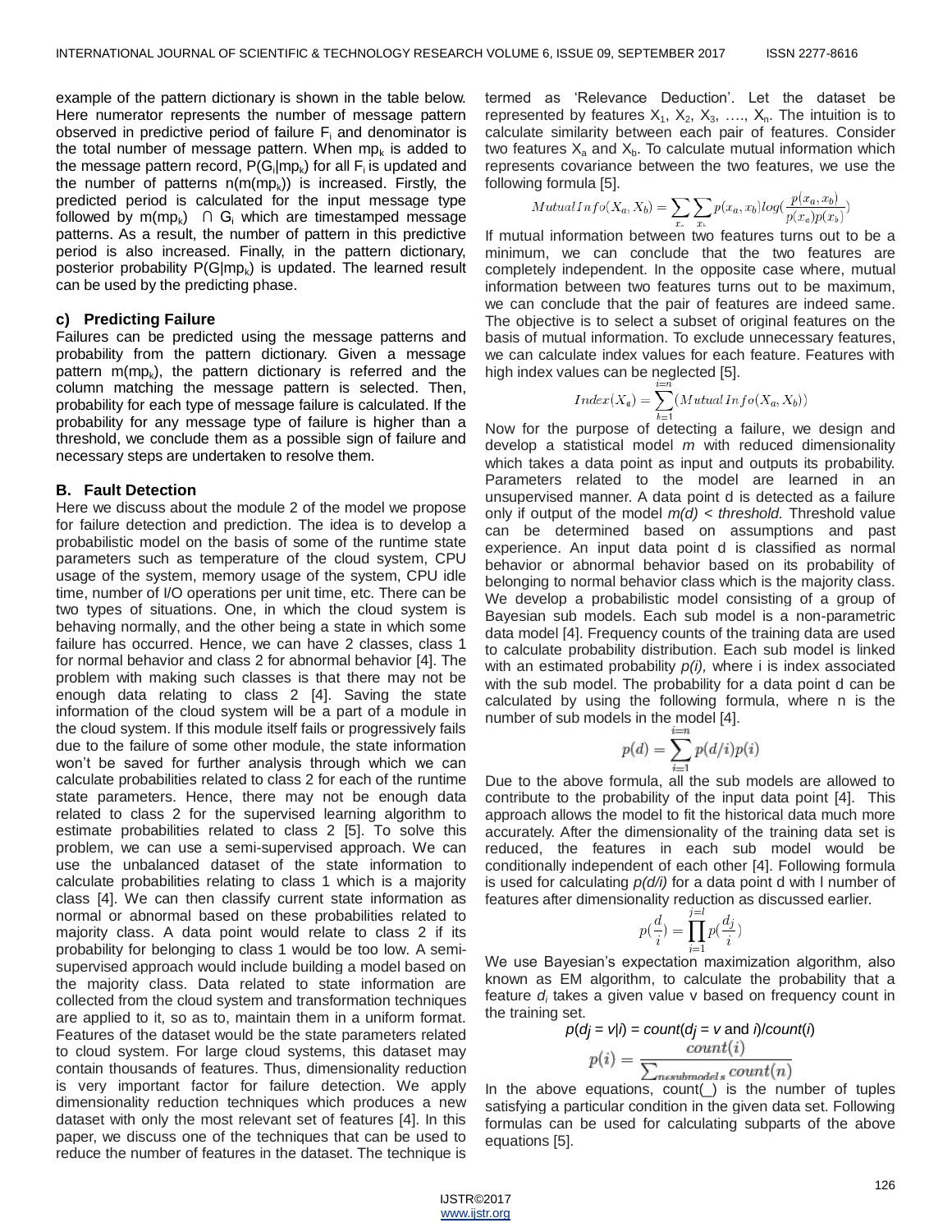example of the pattern dictionary is shown in the table below. Here numerator represents the number of message pattern observed in predictive period of failure $F_i$ and denominator is the total number of message pattern. When $mp_k$ is added to the message pattern record, $P(G_i|mp_k)$ for all $F_i$ is updated and the number of patterns $n(m(mp_k))$ is increased. Firstly, the predicted period is calculated for the input message type followed by $m(mp_k) \cap G_i$ which are timestamped message patterns. As a result, the number of pattern in this predictive period is also increased. Finally, in the pattern dictionary, posterior probability $P(G|mp_k)$ is updated. The learned result can be used by the predicting phase.

### c) Predicting Failure

Failures can be predicted using the message patterns and probability from the pattern dictionary. Given a message pattern $m(mp_k)$, the pattern dictionary is referred and the column matching the message pattern is selected. Then, probability for each type of message failure is calculated. If the probability for any message type of failure is higher than a threshold, we conclude them as a possible sign of failure and necessary steps are undertaken to resolve them.

## B. Fault Detection

Here we discuss about the module 2 of the model we propose for failure detection and prediction. The idea is to develop a probabilistic model on the basis of some of the runtime state parameters such as temperature of the cloud system, CPU usage of the system, memory usage of the system, CPU idle time, number of I/O operations per unit time, etc. There can be two types of situations. One, in which the cloud system is behaving normally, and the other being a state in which some failure has occurred. Hence, we can have 2 classes, class 1 for normal behavior and class 2 for abnormal behavior [4]. The problem with making such classes is that there may not be enough data relating to class 2 [4]. Saving the state information of the cloud system will be a part of a module in the cloud system. If this module itself fails or progressively fails due to the failure of some other module, the state information won't be saved for further analysis through which we can calculate probabilities related to class 2 for each of the runtime state parameters. Hence, there may not be enough data related to class 2 for the supervised learning algorithm to estimate probabilities related to class 2 [5]. To solve this problem, we can use a semi-supervised approach. We can use the unbalanced dataset of the state information to calculate probabilities relating to class 1 which is a majority class [4]. We can then classify current state information as normal or abnormal based on these probabilities related to majority class. A data point would relate to class 2 if its probability for belonging to class 1 would be too low. A semi-supervised approach would include building a model based on the majority class. Data related to state information are collected from the cloud system and transformation techniques are applied to it, so as to, maintain them in a uniform format. Features of the dataset would be the state parameters related to cloud system. For large cloud systems, this dataset may contain thousands of features. Thus, dimensionality reduction is very important factor for failure detection. We apply dimensionality reduction techniques which produces a new dataset with only the most relevant set of features [4]. In this paper, we discuss one of the techniques that can be used to reduce the number of features in the dataset. The technique is termed as 'Relevance Deduction'. Let the dataset be represented by features $X_1, X_2, X_3, \ldots, X_n$. The intuition is to calculate similarity between each pair of features. Consider two features $X_a$ and $X_b$. To calculate mutual information which represents covariance between the two features, we use the following formula [5].

$$MutualInfo(X_a, X_b) = \sum_{x_a} \sum_{x_b} p(x_a, x_b) log(\frac{p(x_a, x_b)}{p(x_a)p(x_b)})$$

If mutual information between two features turns out to be a minimum, we can conclude that the two features are completely independent. In the opposite case where, mutual information between two features turns out to be maximum, we can conclude that the pair of features are indeed same. The objective is to select a subset of original features on the basis of mutual information. To exclude unnecessary features, we can calculate index values for each feature. Features with high index values can be neglected [5].

$$Index(X_a) = \sum_{b=1}^{i=n} (MutualInfo(X_a, X_b))$$

Now for the purpose of detecting a failure, we design and develop a statistical model *m* with reduced dimensionality which takes a data point as input and outputs its probability. Parameters related to the model are learned in an unsupervised manner. A data point d is detected as a failure only if output of the model *m(d) < threshold.* Threshold value can be determined based on assumptions and past experience. An input data point d is classified as normal behavior or abnormal behavior based on its probability of belonging to normal behavior class which is the majority class. We develop a probabilistic model consisting of a group of Bayesian sub models. Each sub model is a non-parametric data model [4]. Frequency counts of the training data are used to calculate probability distribution. Each sub model is linked with an estimated probability *p(i),* where i is index associated with the sub model. The probability for a data point d can be calculated by using the following formula, where n is the number of sub models in the model [4].

$$p(d) = \sum_{i=1}^{i=n} p(d/i)p(i)$$

Due to the above formula, all the sub models are allowed to contribute to the probability of the input data point [4]. This approach allows the model to fit the historical data much more accurately. After the dimensionality of the training data set is reduced, the features in each sub model would be conditionally independent of each other [4]. Following formula is used for calculating *p(d/i)* for a data point d with l number of features after dimensionality reduction as discussed earlier.

$$p(\frac{d}{i}) = \prod_{i=1}^{j=l} p(\frac{d_j}{i})$$

We use Bayesian's expectation maximization algorithm, also known as EM algorithm, to calculate the probability that a feature $d_i$ takes a given value v based on frequency count in the training set.

$$p(d_j = v|i) = count(d_j = v \text{ and } i)/count(i)$$

$$p(i) = \frac{count(i)}{\sum_{n \in submodels} count(n)}$$

In the above equations, count(_) is the number of tuples satisfying a particular condition in the given data set. Following formulas can be used for calculating subparts of the above equations [5].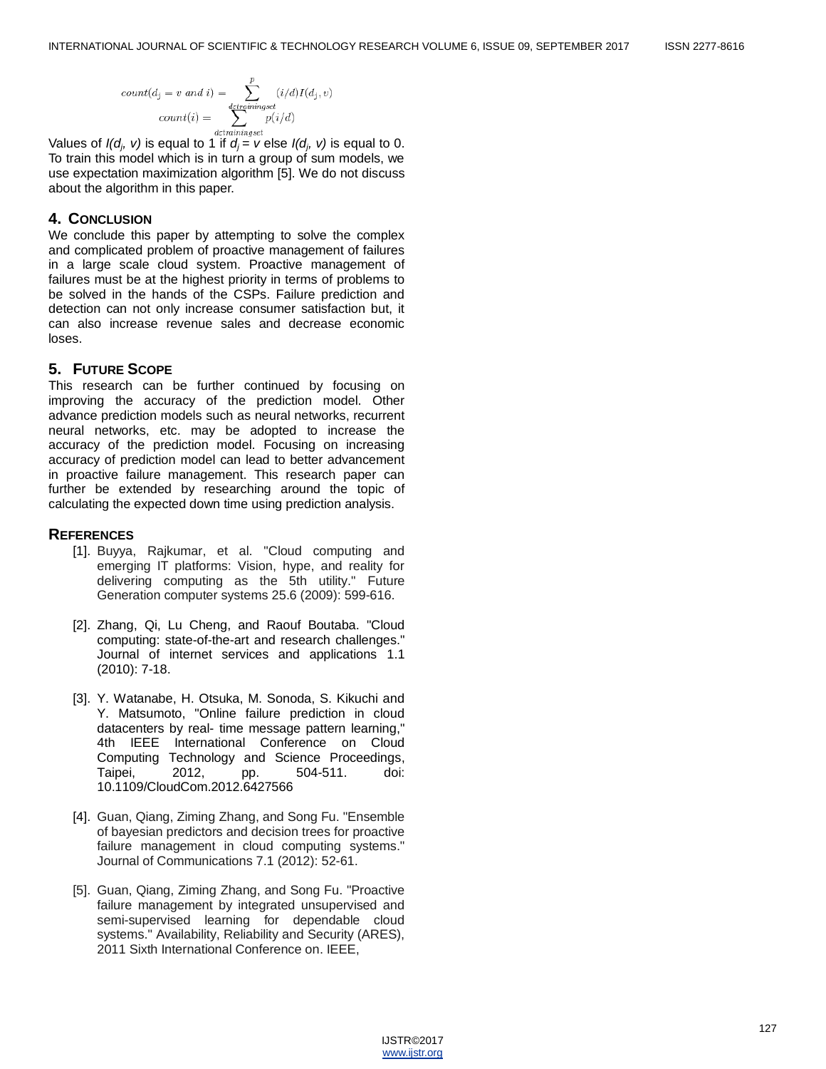$$count(d_j = v \; and \; i) = \sum_{d \epsilon trainingset}^{p} (i/d) I(d_j, v)$$

$$count(i) = \sum_{d \epsilon trainingset} p(i/d)$$

Values of $I(d_j, v)$ is equal to 1 if $d_j = v$ else $I(d_j, v)$ is equal to 0. To train this model which is in turn a group of sum models, we use expectation maximization algorithm [5]. We do not discuss about the algorithm in this paper.

## 4. Conclusion

We conclude this paper by attempting to solve the complex and complicated problem of proactive management of failures in a large scale cloud system. Proactive management of failures must be at the highest priority in terms of problems to be solved in the hands of the CSPs. Failure prediction and detection can not only increase consumer satisfaction but, it can also increase revenue sales and decrease economic loses.

## 5. Future Scope

This research can be further continued by focusing on improving the accuracy of the prediction model. Other advance prediction models such as neural networks, recurrent neural networks, etc. may be adopted to increase the accuracy of the prediction model. Focusing on increasing accuracy of prediction model can lead to better advancement in proactive failure management. This research paper can further be extended by researching around the topic of calculating the expected down time using prediction analysis.

## References

[1]. Buyya, Rajkumar, et al. "Cloud computing and emerging IT platforms: Vision, hype, and reality for delivering computing as the 5th utility." Future Generation computer systems 25.6 (2009): 599-616.

[2]. Zhang, Qi, Lu Cheng, and Raouf Boutaba. "Cloud computing: state-of-the-art and research challenges." Journal of internet services and applications 1.1 (2010): 7-18.

[3]. Y. Watanabe, H. Otsuka, M. Sonoda, S. Kikuchi and Y. Matsumoto, "Online failure prediction in cloud datacenters by real- time message pattern learning," 4th IEEE International Conference on Cloud Computing Technology and Science Proceedings, Taipei, 2012, pp. 504-511. doi: 10.1109/CloudCom.2012.6427566

[4]. Guan, Qiang, Ziming Zhang, and Song Fu. "Ensemble of bayesian predictors and decision trees for proactive failure management in cloud computing systems." Journal of Communications 7.1 (2012): 52-61.

[5]. Guan, Qiang, Ziming Zhang, and Song Fu. "Proactive failure management by integrated unsupervised and semi-supervised learning for dependable cloud systems." Availability, Reliability and Security (ARES), 2011 Sixth International Conference on. IEEE,